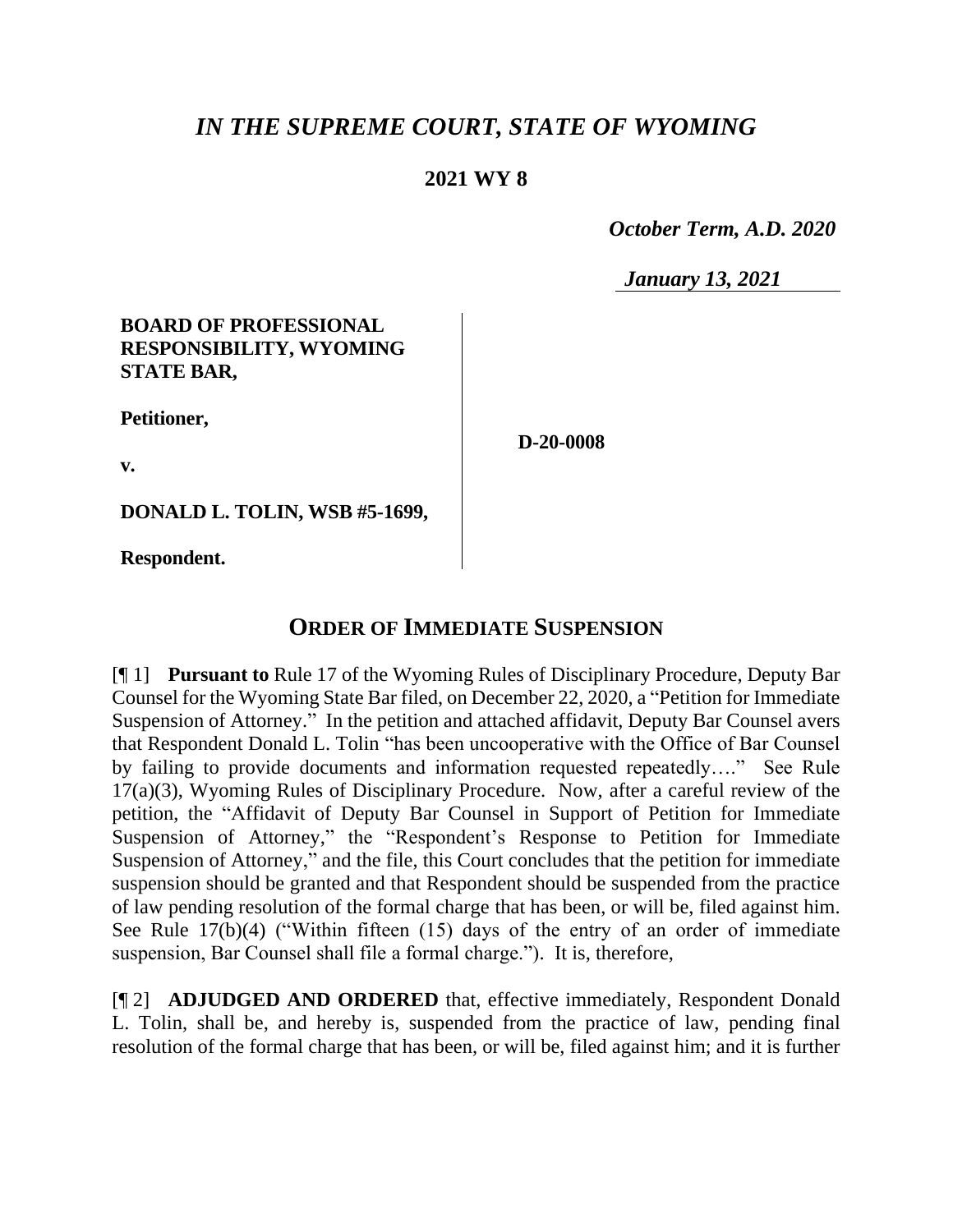# *IN THE SUPREME COURT, STATE OF WYOMING*

## 2021 WY 8

*October Term, A.D. 2020*

*January 13, 2021*

**BOARD OF PROFESSIONAL RESPONSIBILITY, WYOMING STATE BAR,**

**Petitioner,**

**v.**

**DONALD L. TOLIN, WSB #5-1699,**

**Respondent.**

**D-20-0008**

## ORDER OF IMMEDIATE SUSPENSION

[¶ 1] **Pursuant to** Rule 17 of the Wyoming Rules of Disciplinary Procedure, Deputy Bar Counsel for the Wyoming State Bar filed, on December 22, 2020, a "Petition for Immediate Suspension of Attorney." In the petition and attached affidavit, Deputy Bar Counsel avers that Respondent Donald L. Tolin "has been uncooperative with the Office of Bar Counsel by failing to provide documents and information requested repeatedly…." See Rule 17(a)(3), Wyoming Rules of Disciplinary Procedure. Now, after a careful review of the petition, the "Affidavit of Deputy Bar Counsel in Support of Petition for Immediate Suspension of Attorney," the "Respondent's Response to Petition for Immediate Suspension of Attorney," and the file, this Court concludes that the petition for immediate suspension should be granted and that Respondent should be suspended from the practice of law pending resolution of the formal charge that has been, or will be, filed against him. See Rule 17(b)(4) ("Within fifteen (15) days of the entry of an order of immediate suspension, Bar Counsel shall file a formal charge."). It is, therefore,

[¶ 2] **ADJUDGED AND ORDERED** that, effective immediately, Respondent Donald L. Tolin, shall be, and hereby is, suspended from the practice of law, pending final resolution of the formal charge that has been, or will be, filed against him; and it is further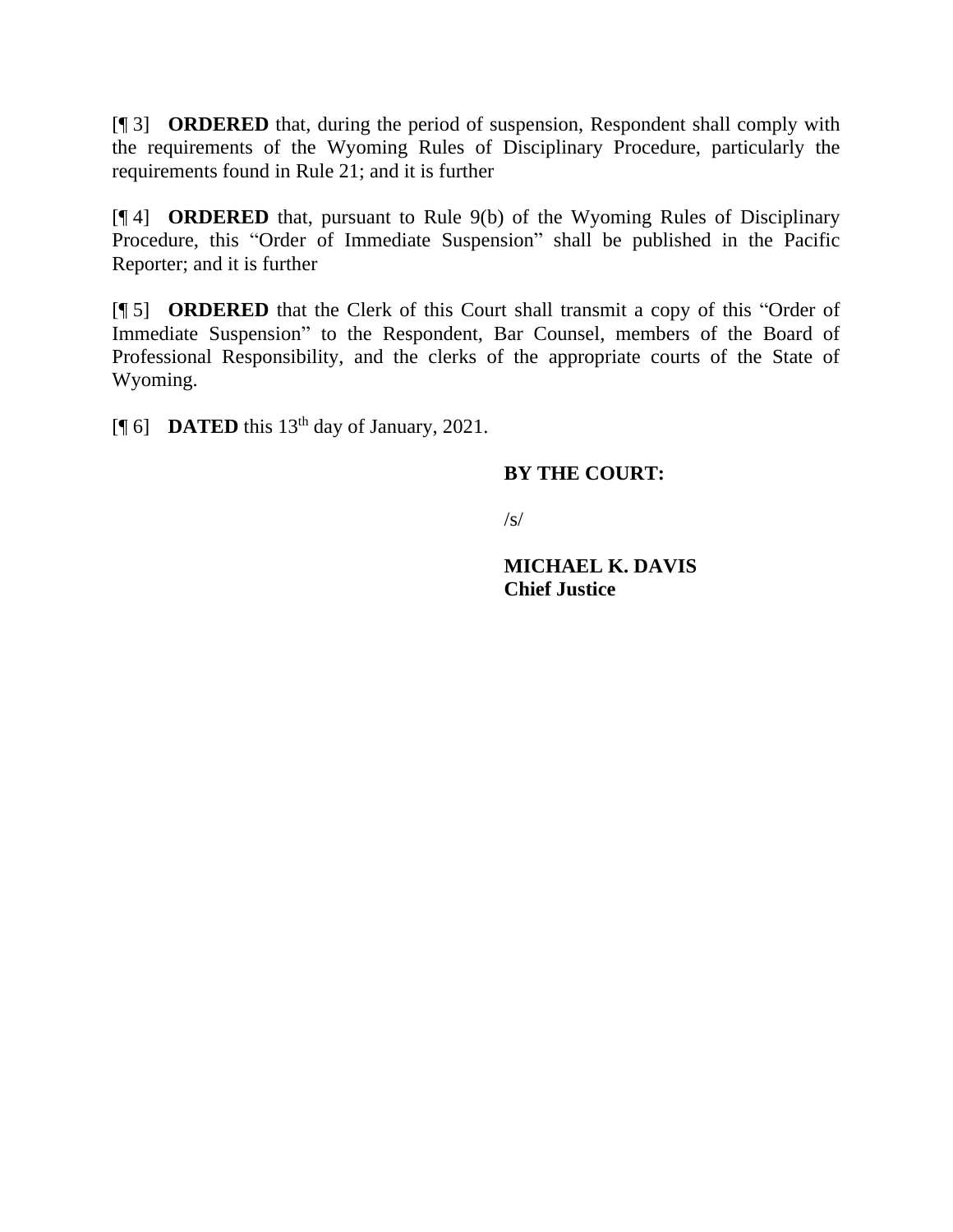[¶ 3] **ORDERED** that, during the period of suspension, Respondent shall comply with the requirements of the Wyoming Rules of Disciplinary Procedure, particularly the requirements found in Rule 21; and it is further

[¶ 4] **ORDERED** that, pursuant to Rule 9(b) of the Wyoming Rules of Disciplinary Procedure, this "Order of Immediate Suspension" shall be published in the Pacific Reporter; and it is further

[¶ 5] **ORDERED** that the Clerk of this Court shall transmit a copy of this "Order of Immediate Suspension" to the Respondent, Bar Counsel, members of the Board of Professional Responsibility, and the clerks of the appropriate courts of the State of Wyoming.

[¶ 6] **DATED** this 13th day of January, 2021.

**BY THE COURT:**

/s/

**MICHAEL K. DAVIS**
**Chief Justice**